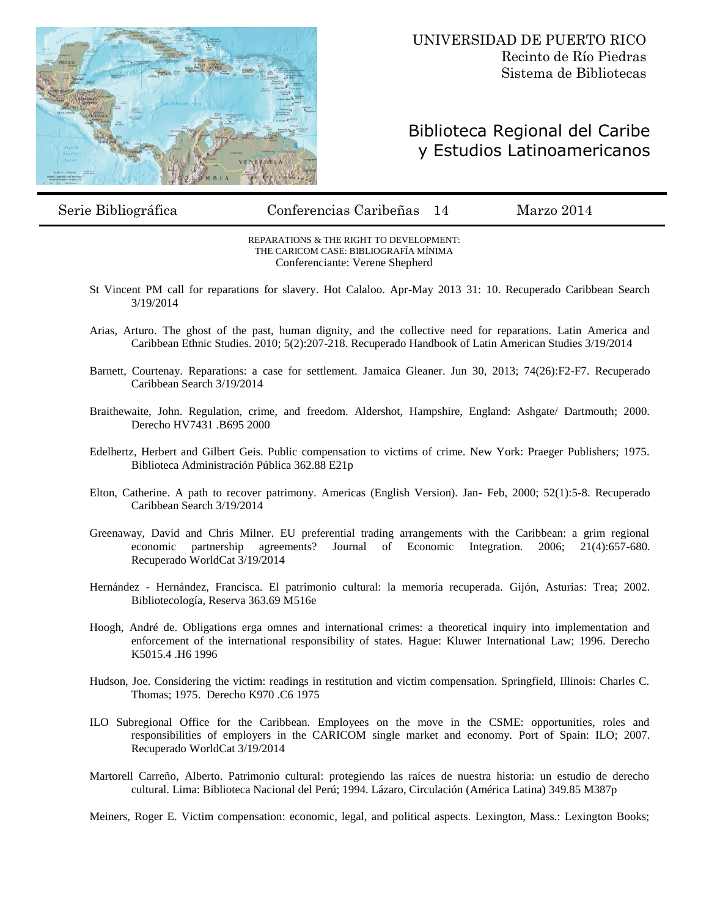UNIVERSIDAD DE PUERTO RICO
Recinto de Río Piedras
Sistema de Bibliotecas

# Biblioteca Regional del Caribe y Estudios Latinoamericanos

Serie Bibliográfica | Conferencias Caribeñas 14 | Marzo 2014

REPARATIONS & THE RIGHT TO DEVELOPMENT:
THE CARICOM CASE: BIBLIOGRAFÍA MÍNIMA
Conferenciante: Verene Shepherd

St Vincent PM call for reparations for slavery. Hot Calaloo. Apr-May 2013 31: 10. Recuperado Caribbean Search 3/19/2014

Arias, Arturo. The ghost of the past, human dignity, and the collective need for reparations. Latin America and Caribbean Ethnic Studies. 2010; 5(2):207-218. Recuperado Handbook of Latin American Studies 3/19/2014

Barnett, Courtenay. Reparations: a case for settlement. Jamaica Gleaner. Jun 30, 2013; 74(26):F2-F7. Recuperado Caribbean Search 3/19/2014

Braithewaite, John. Regulation, crime, and freedom. Aldershot, Hampshire, England: Ashgate/ Dartmouth; 2000. Derecho HV7431 .B695 2000

Edelhertz, Herbert and Gilbert Geis. Public compensation to victims of crime. New York: Praeger Publishers; 1975. Biblioteca Administración Pública 362.88 E21p

Elton, Catherine. A path to recover patrimony. Americas (English Version). Jan- Feb, 2000; 52(1):5-8. Recuperado Caribbean Search 3/19/2014

Greenaway, David and Chris Milner. EU preferential trading arrangements with the Caribbean: a grim regional economic partnership agreements? Journal of Economic Integration. 2006; 21(4):657-680. Recuperado WorldCat 3/19/2014

Hernández - Hernández, Francisca. El patrimonio cultural: la memoria recuperada. Gijón, Asturias: Trea; 2002. Bibliotecología, Reserva 363.69 M516e

Hoogh, André de. Obligations erga omnes and international crimes: a theoretical inquiry into implementation and enforcement of the international responsibility of states. Hague: Kluwer International Law; 1996. Derecho K5015.4 .H6 1996

Hudson, Joe. Considering the victim: readings in restitution and victim compensation. Springfield, Illinois: Charles C. Thomas; 1975. Derecho K970 .C6 1975

ILO Subregional Office for the Caribbean. Employees on the move in the CSME: opportunities, roles and responsibilities of employers in the CARICOM single market and economy. Port of Spain: ILO; 2007. Recuperado WorldCat 3/19/2014

Martorell Carreño, Alberto. Patrimonio cultural: protegiendo las raíces de nuestra historia: un estudio de derecho cultural. Lima: Biblioteca Nacional del Perú; 1994. Lázaro, Circulación (América Latina) 349.85 M387p

Meiners, Roger E. Victim compensation: economic, legal, and political aspects. Lexington, Mass.: Lexington Books;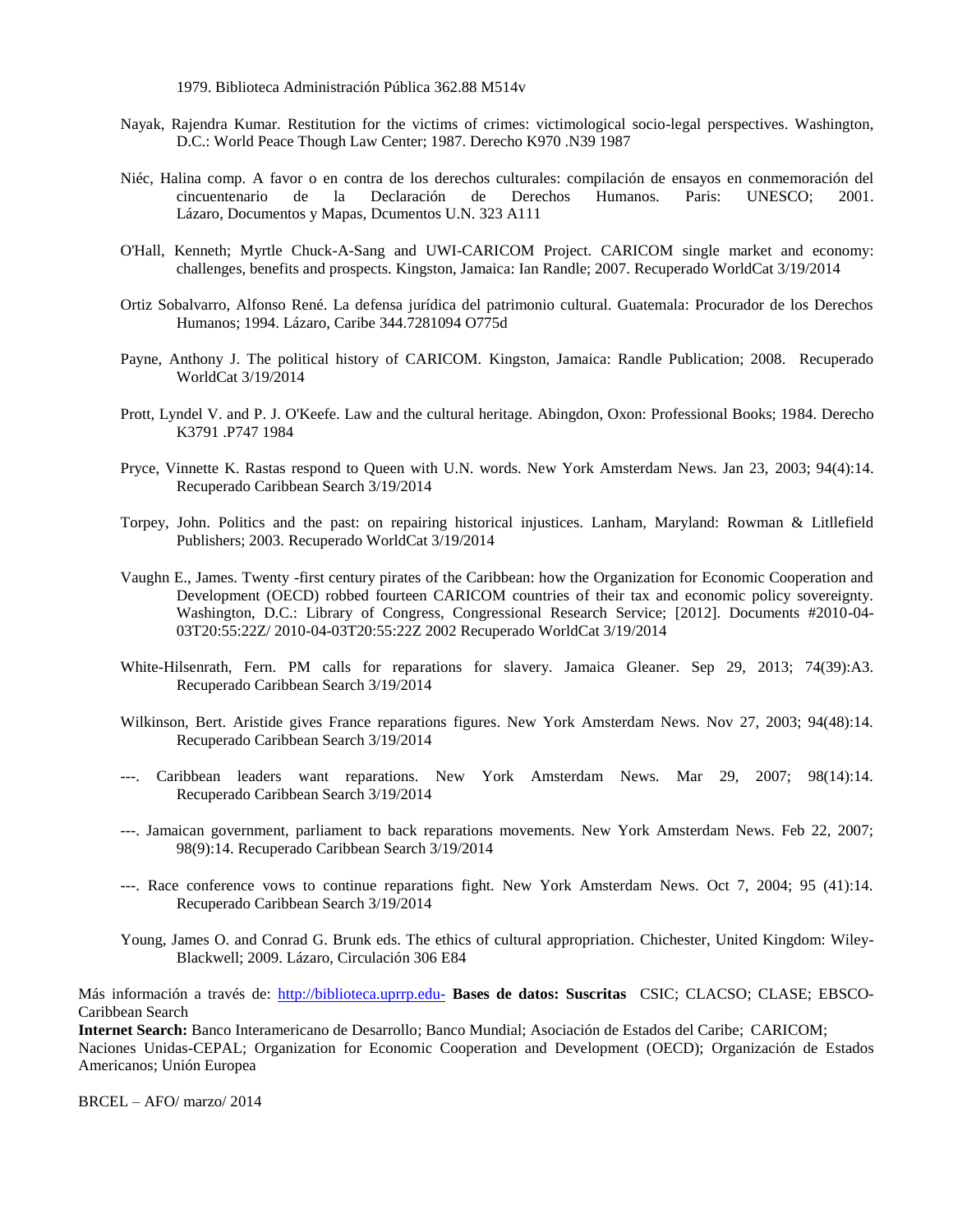1979. Biblioteca Administración Pública 362.88 M514v

Nayak, Rajendra Kumar. Restitution for the victims of crimes: victimological socio-legal perspectives. Washington, D.C.: World Peace Though Law Center; 1987. Derecho K970 .N39 1987

Niéc, Halina comp. A favor o en contra de los derechos culturales: compilación de ensayos en conmemoración del cincuentenario de la Declaración de Derechos Humanos. Paris: UNESCO; 2001. Lázaro, Documentos y Mapas, Dcumentos U.N. 323 A111

O'Hall, Kenneth; Myrtle Chuck-A-Sang and UWI-CARICOM Project. CARICOM single market and economy: challenges, benefits and prospects. Kingston, Jamaica: Ian Randle; 2007. Recuperado WorldCat 3/19/2014

Ortiz Sobalvarro, Alfonso René. La defensa jurídica del patrimonio cultural. Guatemala: Procurador de los Derechos Humanos; 1994. Lázaro, Caribe 344.7281094 O775d

Payne, Anthony J. The political history of CARICOM. Kingston, Jamaica: Randle Publication; 2008. Recuperado WorldCat 3/19/2014

Prott, Lyndel V. and P. J. O'Keefe. Law and the cultural heritage. Abingdon, Oxon: Professional Books; 1984. Derecho K3791 .P747 1984

Pryce, Vinnette K. Rastas respond to Queen with U.N. words. New York Amsterdam News. Jan 23, 2003; 94(4):14. Recuperado Caribbean Search 3/19/2014

Torpey, John. Politics and the past: on repairing historical injustices. Lanham, Maryland: Rowman & Litlefield Publishers; 2003. Recuperado WorldCat 3/19/2014

Vaughn E., James. Twenty -first century pirates of the Caribbean: how the Organization for Economic Cooperation and Development (OECD) robbed fourteen CARICOM countries of their tax and economic policy sovereignty. Washington, D.C.: Library of Congress, Congressional Research Service; [2012]. Documents #2010-04-03T20:55:22Z/ 2010-04-03T20:55:22Z 2002 Recuperado WorldCat 3/19/2014

White-Hilsenrath, Fern. PM calls for reparations for slavery. Jamaica Gleaner. Sep 29, 2013; 74(39):A3. Recuperado Caribbean Search 3/19/2014

Wilkinson, Bert. Aristide gives France reparations figures. New York Amsterdam News. Nov 27, 2003; 94(48):14. Recuperado Caribbean Search 3/19/2014

---. Caribbean leaders want reparations. New York Amsterdam News. Mar 29, 2007; 98(14):14. Recuperado Caribbean Search 3/19/2014

---. Jamaican government, parliament to back reparations movements. New York Amsterdam News. Feb 22, 2007; 98(9):14. Recuperado Caribbean Search 3/19/2014

---. Race conference vows to continue reparations fight. New York Amsterdam News. Oct 7, 2004; 95 (41):14. Recuperado Caribbean Search 3/19/2014

Young, James O. and Conrad G. Brunk eds. The ethics of cultural appropriation. Chichester, United Kingdom: Wiley-Blackwell; 2009. Lázaro, Circulación 306 E84

Más información a través de: http://biblioteca.uprrp.edu- **Bases de datos: Suscritas** CSIC; CLACSO; CLASE; EBSCO-Caribbean Search

**Internet Search:** Banco Interamericano de Desarrollo; Banco Mundial; Asociación de Estados del Caribe; CARICOM; Naciones Unidas-CEPAL; Organization for Economic Cooperation and Development (OECD); Organización de Estados Americanos; Unión Europea

BRCEL – AFO/ marzo/ 2014